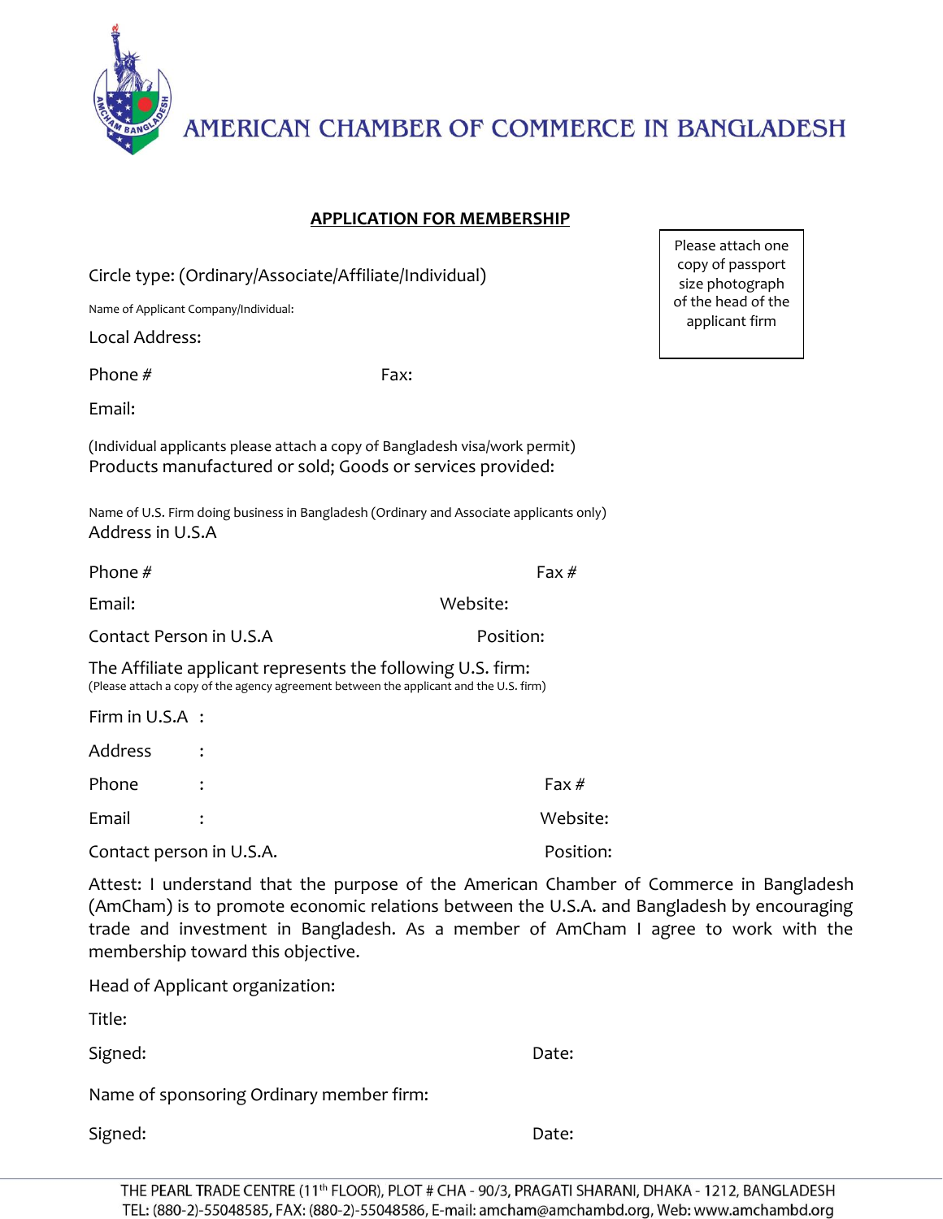# AMERICAN CHAMBER OF COMMERCE IN BANGLADESH

## APPLICATION FOR MEMBERSHIP

Please attach one copy of passport size photograph of the head of the applicant firm

Circle type: (Ordinary/Associate/Affiliate/Individual)

Name of Applicant Company/Individual:

Local Address:

Phone # Fax:

Email:

(Individual applicants please attach a copy of Bangladesh visa/work permit)

Products manufactured or sold; Goods or services provided:

Name of U.S. Firm doing business in Bangladesh (Ordinary and Associate applicants only)

Address in U.S.A

Phone # Fax #

Email: Website:

Contact Person in U.S.A Position:

The Affiliate applicant represents the following U.S. firm:

(Please attach a copy of the agency agreement between the applicant and the U.S. firm)

Firm in U.S.A :

Address :

Phone : Fax #

Email : Website:

Contact person in U.S.A. Position:

Attest: I understand that the purpose of the American Chamber of Commerce in Bangladesh (AmCham) is to promote economic relations between the U.S.A. and Bangladesh by encouraging trade and investment in Bangladesh. As a member of AmCham I agree to work with the membership toward this objective.

Head of Applicant organization:

Title:

Signed: Date:

Name of sponsoring Ordinary member firm:

Signed: Date:

THE PEARL TRADE CENTRE (11th FLOOR), PLOT # CHA - 90/3, PRAGATI SHARANI, DHAKA - 1212, BANGLADESH
TEL: (880-2)-55048585, FAX: (880-2)-55048586, E-mail: amcham@amchambd.org, Web: www.amchambd.org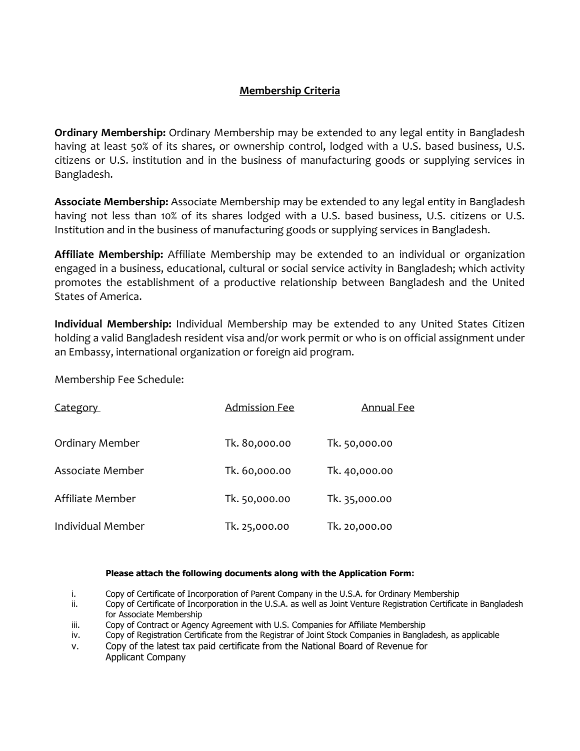## Membership Criteria

**Ordinary Membership:** Ordinary Membership may be extended to any legal entity in Bangladesh having at least 50% of its shares, or ownership control, lodged with a U.S. based business, U.S. citizens or U.S. institution and in the business of manufacturing goods or supplying services in Bangladesh.

**Associate Membership:** Associate Membership may be extended to any legal entity in Bangladesh having not less than 10% of its shares lodged with a U.S. based business, U.S. citizens or U.S. Institution and in the business of manufacturing goods or supplying services in Bangladesh.

**Affiliate Membership:** Affiliate Membership may be extended to an individual or organization engaged in a business, educational, cultural or social service activity in Bangladesh; which activity promotes the establishment of a productive relationship between Bangladesh and the United States of America.

**Individual Membership:** Individual Membership may be extended to any United States Citizen holding a valid Bangladesh resident visa and/or work permit or who is on official assignment under an Embassy, international organization or foreign aid program.

Membership Fee Schedule:

| Category | Admission Fee | Annual Fee |
|---|---|---|
| Ordinary Member | Tk. 80,000.00 | Tk. 50,000.00 |
| Associate Member | Tk. 60,000.00 | Tk. 40,000.00 |
| Affiliate Member | Tk. 50,000.00 | Tk. 35,000.00 |
| Individual Member | Tk. 25,000.00 | Tk. 20,000.00 |

**Please attach the following documents along with the Application Form:**

i. Copy of Certificate of Incorporation of Parent Company in the U.S.A. for Ordinary Membership
ii. Copy of Certificate of Incorporation in the U.S.A. as well as Joint Venture Registration Certificate in Bangladesh for Associate Membership
iii. Copy of Contract or Agency Agreement with U.S. Companies for Affiliate Membership
iv. Copy of Registration Certificate from the Registrar of Joint Stock Companies in Bangladesh, as applicable
v. Copy of the latest tax paid certificate from the National Board of Revenue for Applicant Company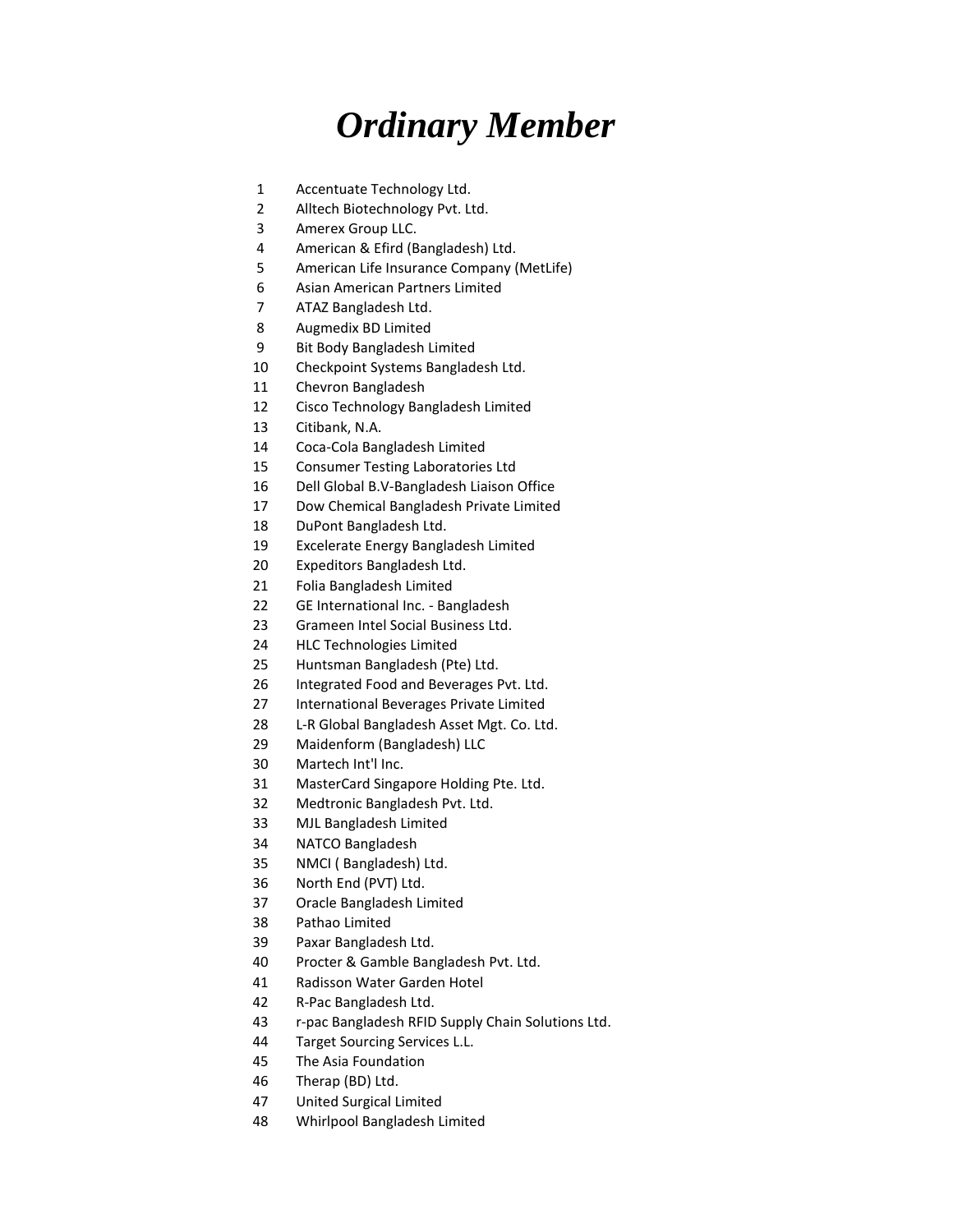# *Ordinary Member*

1. Accentuate Technology Ltd.
2. Alltech Biotechnology Pvt. Ltd.
3. Amerex Group LLC.
4. American & Efird (Bangladesh) Ltd.
5. American Life Insurance Company (MetLife)
6. Asian American Partners Limited
7. ATAZ Bangladesh Ltd.
8. Augmedix BD Limited
9. Bit Body Bangladesh Limited
10. Checkpoint Systems Bangladesh Ltd.
11. Chevron Bangladesh
12. Cisco Technology Bangladesh Limited
13. Citibank, N.A.
14. Coca-Cola Bangladesh Limited
15. Consumer Testing Laboratories Ltd
16. Dell Global B.V-Bangladesh Liaison Office
17. Dow Chemical Bangladesh Private Limited
18. DuPont Bangladesh Ltd.
19. Excelerate Energy Bangladesh Limited
20. Expeditors Bangladesh Ltd.
21. Folia Bangladesh Limited
22. GE International Inc. - Bangladesh
23. Grameen Intel Social Business Ltd.
24. HLC Technologies Limited
25. Huntsman Bangladesh (Pte) Ltd.
26. Integrated Food and Beverages Pvt. Ltd.
27. International Beverages Private Limited
28. L-R Global Bangladesh Asset Mgt. Co. Ltd.
29. Maidenform (Bangladesh) LLC
30. Martech Int'l Inc.
31. MasterCard Singapore Holding Pte. Ltd.
32. Medtronic Bangladesh Pvt. Ltd.
33. MJL Bangladesh Limited
34. NATCO Bangladesh
35. NMCI ( Bangladesh) Ltd.
36. North End (PVT) Ltd.
37. Oracle Bangladesh Limited
38. Pathao Limited
39. Paxar Bangladesh Ltd.
40. Procter & Gamble Bangladesh Pvt. Ltd.
41. Radisson Water Garden Hotel
42. R-Pac Bangladesh Ltd.
43. r-pac Bangladesh RFID Supply Chain Solutions Ltd.
44. Target Sourcing Services L.L.
45. The Asia Foundation
46. Therap (BD) Ltd.
47. United Surgical Limited
48. Whirlpool Bangladesh Limited